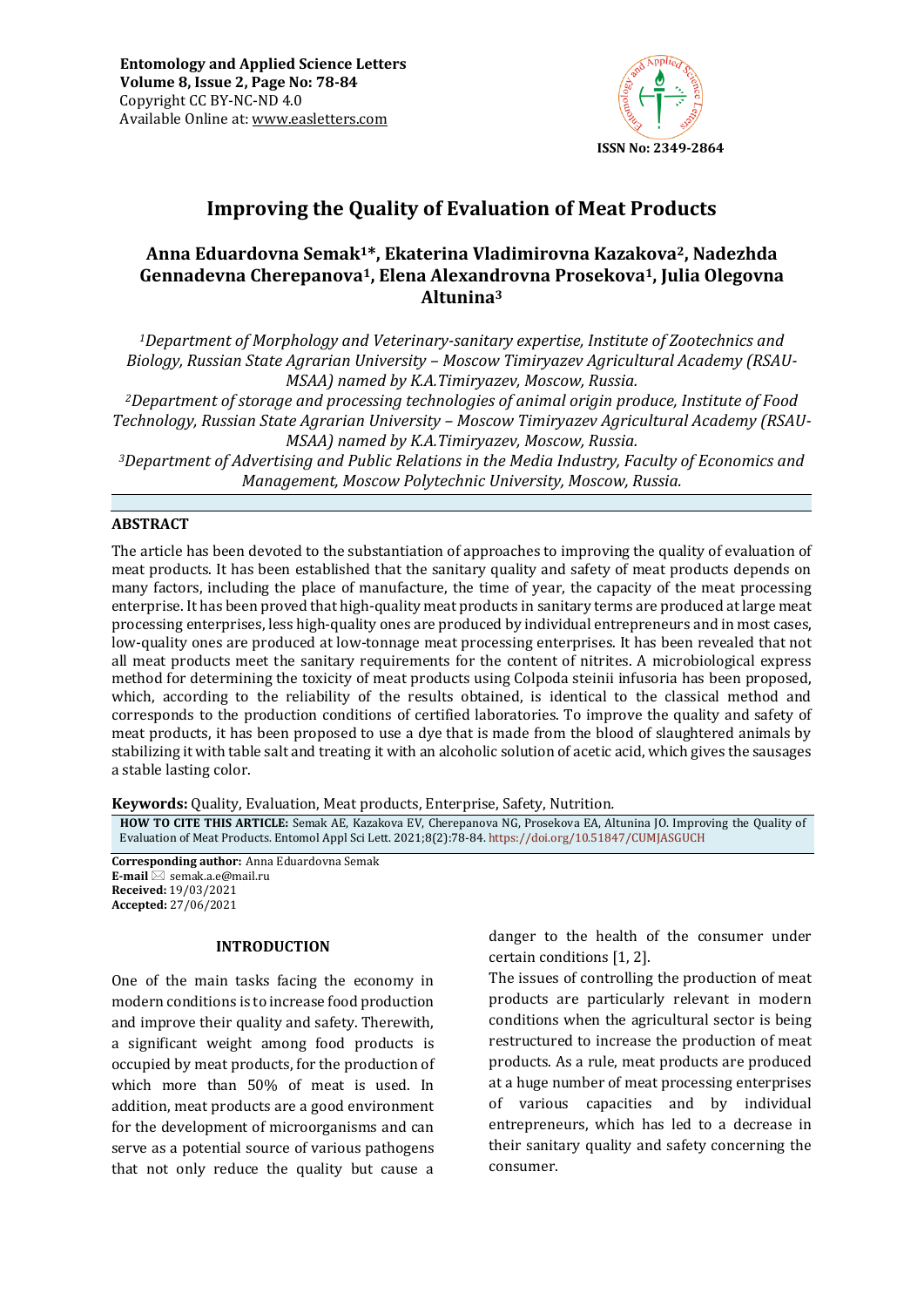Entomology and Applied Science Letters
Volume 8, Issue 2, Page No: 78-84
Copyright CC BY-NC-ND 4.0
Available Online at: www.easletters.com

ISSN No: 2349-2864

# Improving the Quality of Evaluation of Meat Products

**Anna Eduardovna Semak[1]*, Ekaterina Vladimirovna Kazakova[2], Nadezhda Gennadevna Cherepanova[1], Elena Alexandrovna Prosekova[1], Julia Olegovna Altunina[3]**

*[1]Department of Morphology and Veterinary-sanitary expertise, Institute of Zootechnics and Biology, Russian State Agrarian University – Moscow Timiryazev Agricultural Academy (RSAU-MSAA) named by K.A.Timiryazev, Moscow, Russia.*

*[2]Department of storage and processing technologies of animal origin produce, Institute of Food Technology, Russian State Agrarian University – Moscow Timiryazev Agricultural Academy (RSAU-MSAA) named by K.A.Timiryazev, Moscow, Russia.*

*[3]Department of Advertising and Public Relations in the Media Industry, Faculty of Economics and Management, Moscow Polytechnic University, Moscow, Russia.*

## ABSTRACT

The article has been devoted to the substantiation of approaches to improving the quality of evaluation of meat products. It has been established that the sanitary quality and safety of meat products depends on many factors, including the place of manufacture, the time of year, the capacity of the meat processing enterprise. It has been proved that high-quality meat products in sanitary terms are produced at large meat processing enterprises, less high-quality ones are produced by individual entrepreneurs and in most cases, low-quality ones are produced at low-tonnage meat processing enterprises. It has been revealed that not all meat products meet the sanitary requirements for the content of nitrites. A microbiological express method for determining the toxicity of meat products using Colpoda steinii infusoria has been proposed, which, according to the reliability of the results obtained, is identical to the classical method and corresponds to the production conditions of certified laboratories. To improve the quality and safety of meat products, it has been proposed to use a dye that is made from the blood of slaughtered animals by stabilizing it with table salt and treating it with an alcoholic solution of acetic acid, which gives the sausages a stable lasting color.

**Keywords:** Quality, Evaluation, Meat products, Enterprise, Safety, Nutrition.

**HOW TO CITE THIS ARTICLE:** Semak AE, Kazakova EV, Cherepanova NG, Prosekova EA, Altunina JO. Improving the Quality of Evaluation of Meat Products. Entomol Appl Sci Lett. 2021;8(2):78-84. https://doi.org/10.51847/CUMJASGUCH

**Corresponding author:** Anna Eduardovna Semak
**E-mail** semak.a.e@mail.ru
**Received:** 19/03/2021
**Accepted:** 27/06/2021

## INTRODUCTION

One of the main tasks facing the economy in modern conditions is to increase food production and improve their quality and safety. Therewith, a significant weight among food products is occupied by meat products, for the production of which more than 50% of meat is used. In addition, meat products are a good environment for the development of microorganisms and can serve as a potential source of various pathogens that not only reduce the quality but cause a danger to the health of the consumer under certain conditions [1, 2].

The issues of controlling the production of meat products are particularly relevant in modern conditions when the agricultural sector is being restructured to increase the production of meat products. As a rule, meat products are produced at a huge number of meat processing enterprises of various capacities and by individual entrepreneurs, which has led to a decrease in their sanitary quality and safety concerning the consumer.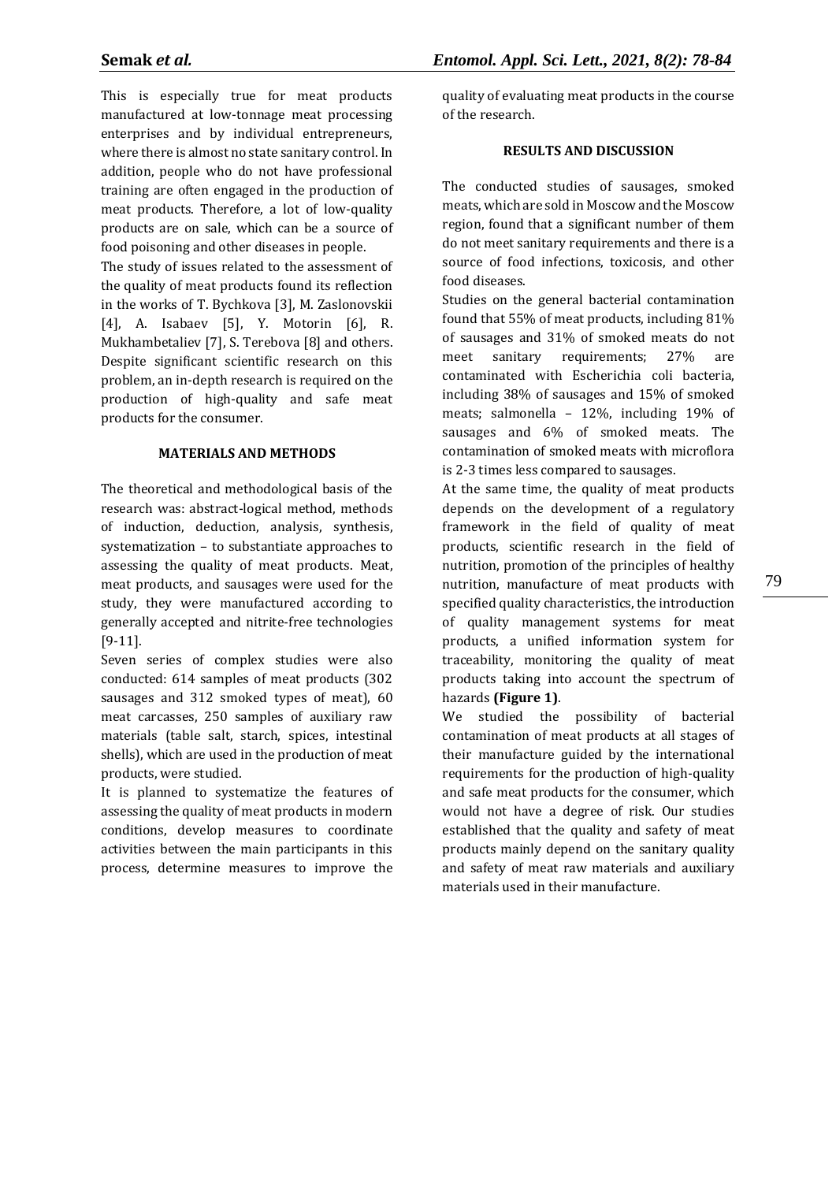This is especially true for meat products manufactured at low-tonnage meat processing enterprises and by individual entrepreneurs, where there is almost no state sanitary control. In addition, people who do not have professional training are often engaged in the production of meat products. Therefore, a lot of low-quality products are on sale, which can be a source of food poisoning and other diseases in people.

The study of issues related to the assessment of the quality of meat products found its reflection in the works of T. Bychkova [3], M. Zaslonovskii [4], A. Isabaev [5], Y. Motorin [6], R. Mukhambetaliev [7], S. Terebova [8] and others. Despite significant scientific research on this problem, an in-depth research is required on the production of high-quality and safe meat products for the consumer.

## MATERIALS AND METHODS

The theoretical and methodological basis of the research was: abstract-logical method, methods of induction, deduction, analysis, synthesis, systematization – to substantiate approaches to assessing the quality of meat products. Meat, meat products, and sausages were used for the study, they were manufactured according to generally accepted and nitrite-free technologies [9-11].

Seven series of complex studies were also conducted: 614 samples of meat products (302 sausages and 312 smoked types of meat), 60 meat carcasses, 250 samples of auxiliary raw materials (table salt, starch, spices, intestinal shells), which are used in the production of meat products, were studied.

It is planned to systematize the features of assessing the quality of meat products in modern conditions, develop measures to coordinate activities between the main participants in this process, determine measures to improve the quality of evaluating meat products in the course of the research.

## RESULTS AND DISCUSSION

The conducted studies of sausages, smoked meats, which are sold in Moscow and the Moscow region, found that a significant number of them do not meet sanitary requirements and there is a source of food infections, toxicosis, and other food diseases.

Studies on the general bacterial contamination found that 55% of meat products, including 81% of sausages and 31% of smoked meats do not meet sanitary requirements; 27% are contaminated with Escherichia coli bacteria, including 38% of sausages and 15% of smoked meats; salmonella – 12%, including 19% of sausages and 6% of smoked meats. The contamination of smoked meats with microflora is 2-3 times less compared to sausages.

At the same time, the quality of meat products depends on the development of a regulatory framework in the field of quality of meat products, scientific research in the field of nutrition, promotion of the principles of healthy nutrition, manufacture of meat products with specified quality characteristics, the introduction of quality management systems for meat products, a unified information system for traceability, monitoring the quality of meat products taking into account the spectrum of hazards **(Figure 1)**.

We studied the possibility of bacterial contamination of meat products at all stages of their manufacture guided by the international requirements for the production of high-quality and safe meat products for the consumer, which would not have a degree of risk. Our studies established that the quality and safety of meat products mainly depend on the sanitary quality and safety of meat raw materials and auxiliary materials used in their manufacture.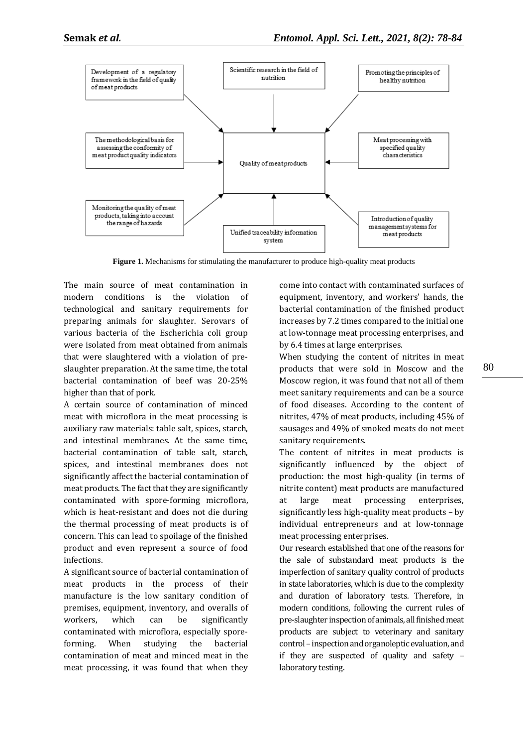Development of a regulatory framework in the field of quality of meat products

Scientific research in the field of nutrition

Promoting the principles of healthy nutrition

The methodological basis for assessing the conformity of meat product quality indicators

Quality of meat products

Meat processing with specified quality characteristics

Monitoring the quality of meat products, taking into account the range of hazards

Unified traceability information system

Introduction of quality management systems for meat products

**Figure 1.** Mechanisms for stimulating the manufacturer to produce high-quality meat products

The main source of meat contamination in modern conditions is the violation of technological and sanitary requirements for preparing animals for slaughter. Serovars of various bacteria of the Escherichia coli group were isolated from meat obtained from animals that were slaughtered with a violation of pre-slaughter preparation. At the same time, the total bacterial contamination of beef was 20-25% higher than that of pork.

A certain source of contamination of minced meat with microflora in the meat processing is auxiliary raw materials: table salt, spices, starch, and intestinal membranes. At the same time, bacterial contamination of table salt, starch, spices, and intestinal membranes does not significantly affect the bacterial contamination of meat products. The fact that they are significantly contaminated with spore-forming microflora, which is heat-resistant and does not die during the thermal processing of meat products is of concern. This can lead to spoilage of the finished product and even represent a source of food infections.

A significant source of bacterial contamination of meat products in the process of their manufacture is the low sanitary condition of premises, equipment, inventory, and overalls of workers, which can be significantly contaminated with microflora, especially spore-forming. When studying the bacterial contamination of meat and minced meat in the meat processing, it was found that when they come into contact with contaminated surfaces of equipment, inventory, and workers' hands, the bacterial contamination of the finished product increases by 7.2 times compared to the initial one at low-tonnage meat processing enterprises, and by 6.4 times at large enterprises.

When studying the content of nitrites in meat products that were sold in Moscow and the Moscow region, it was found that not all of them meet sanitary requirements and can be a source of food diseases. According to the content of nitrites, 47% of meat products, including 45% of sausages and 49% of smoked meats do not meet sanitary requirements.

The content of nitrites in meat products is significantly influenced by the object of production: the most high-quality (in terms of nitrite content) meat products are manufactured at large meat processing enterprises, significantly less high-quality meat products – by individual entrepreneurs and at low-tonnage meat processing enterprises.

Our research established that one of the reasons for the sale of substandard meat products is the imperfection of sanitary quality control of products in state laboratories, which is due to the complexity and duration of laboratory tests. Therefore, in modern conditions, following the current rules of pre-slaughter inspection of animals, all finished meat products are subject to veterinary and sanitary control – inspection and organoleptic evaluation, and if they are suspected of quality and safety – laboratory testing.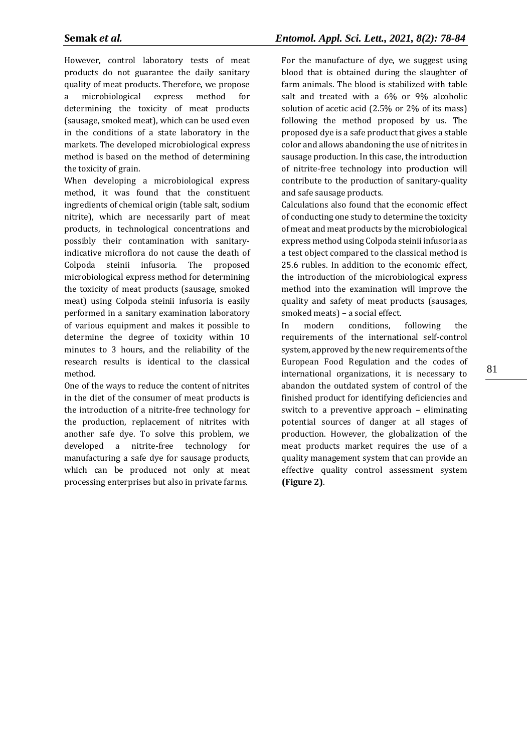However, control laboratory tests of meat products do not guarantee the daily sanitary quality of meat products. Therefore, we propose a microbiological express method for determining the toxicity of meat products (sausage, smoked meat), which can be used even in the conditions of a state laboratory in the markets. The developed microbiological express method is based on the method of determining the toxicity of grain.

When developing a microbiological express method, it was found that the constituent ingredients of chemical origin (table salt, sodium nitrite), which are necessarily part of meat products, in technological concentrations and possibly their contamination with sanitary-indicative microflora do not cause the death of Colpoda steinii infusoria. The proposed microbiological express method for determining the toxicity of meat products (sausage, smoked meat) using Colpoda steinii infusoria is easily performed in a sanitary examination laboratory of various equipment and makes it possible to determine the degree of toxicity within 10 minutes to 3 hours, and the reliability of the research results is identical to the classical method.

One of the ways to reduce the content of nitrites in the diet of the consumer of meat products is the introduction of a nitrite-free technology for the production, replacement of nitrites with another safe dye. To solve this problem, we developed a nitrite-free technology for manufacturing a safe dye for sausage products, which can be produced not only at meat processing enterprises but also in private farms.

For the manufacture of dye, we suggest using blood that is obtained during the slaughter of farm animals. The blood is stabilized with table salt and treated with a 6% or 9% alcoholic solution of acetic acid (2.5% or 2% of its mass) following the method proposed by us. The proposed dye is a safe product that gives a stable color and allows abandoning the use of nitrites in sausage production. In this case, the introduction of nitrite-free technology into production will contribute to the production of sanitary-quality and safe sausage products.

Calculations also found that the economic effect of conducting one study to determine the toxicity of meat and meat products by the microbiological express method using Colpoda steinii infusoria as a test object compared to the classical method is 25.6 rubles. In addition to the economic effect, the introduction of the microbiological express method into the examination will improve the quality and safety of meat products (sausages, smoked meats) – a social effect.

In modern conditions, following the requirements of the international self-control system, approved by the new requirements of the European Food Regulation and the codes of international organizations, it is necessary to abandon the outdated system of control of the finished product for identifying deficiencies and switch to a preventive approach – eliminating potential sources of danger at all stages of production. However, the globalization of the meat products market requires the use of a quality management system that can provide an effective quality control assessment system **(Figure 2)**.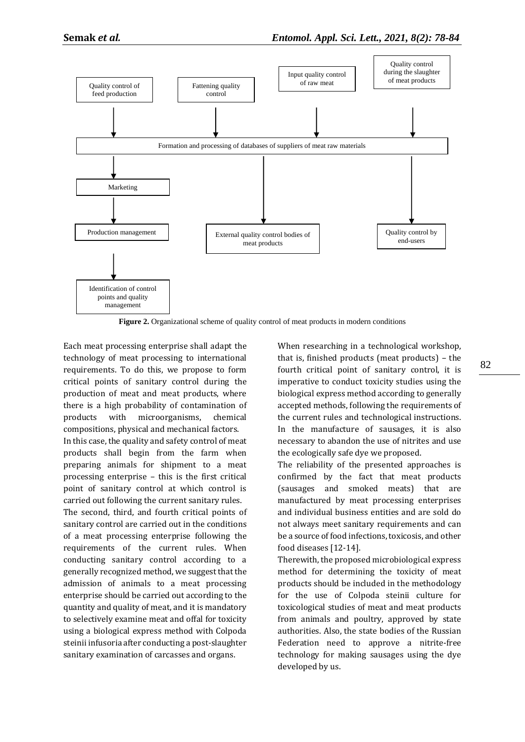Quality control of feed production → Fattening quality control → Input quality control of raw meat → Quality control during the slaughter of meat products

Formation and processing of databases of suppliers of meat raw materials

Marketing → Production management → Identification of control points and quality management

External quality control bodies of meat products

Quality control by end-users

**Figure 2.** Organizational scheme of quality control of meat products in modern conditions

Each meat processing enterprise shall adapt the technology of meat processing to international requirements. To do this, we propose to form critical points of sanitary control during the production of meat and meat products, where there is a high probability of contamination of products with microorganisms, chemical compositions, physical and mechanical factors.

In this case, the quality and safety control of meat products shall begin from the farm when preparing animals for shipment to a meat processing enterprise – this is the first critical point of sanitary control at which control is carried out following the current sanitary rules.

The second, third, and fourth critical points of sanitary control are carried out in the conditions of a meat processing enterprise following the requirements of the current rules. When conducting sanitary control according to a generally recognized method, we suggest that the admission of animals to a meat processing enterprise should be carried out according to the quantity and quality of meat, and it is mandatory to selectively examine meat and offal for toxicity using a biological express method with Colpoda steinii infusoria after conducting a post-slaughter sanitary examination of carcasses and organs.

When researching in a technological workshop, that is, finished products (meat products) – the fourth critical point of sanitary control, it is imperative to conduct toxicity studies using the biological express method according to generally accepted methods, following the requirements of the current rules and technological instructions. In the manufacture of sausages, it is also necessary to abandon the use of nitrites and use the ecologically safe dye we proposed.

The reliability of the presented approaches is confirmed by the fact that meat products (sausages and smoked meats) that are manufactured by meat processing enterprises and individual business entities and are sold do not always meet sanitary requirements and can be a source of food infections, toxicosis, and other food diseases [12-14].

Therewith, the proposed microbiological express method for determining the toxicity of meat products should be included in the methodology for the use of Colpoda steinii culture for toxicological studies of meat and meat products from animals and poultry, approved by state authorities. Also, the state bodies of the Russian Federation need to approve a nitrite-free technology for making sausages using the dye developed by us.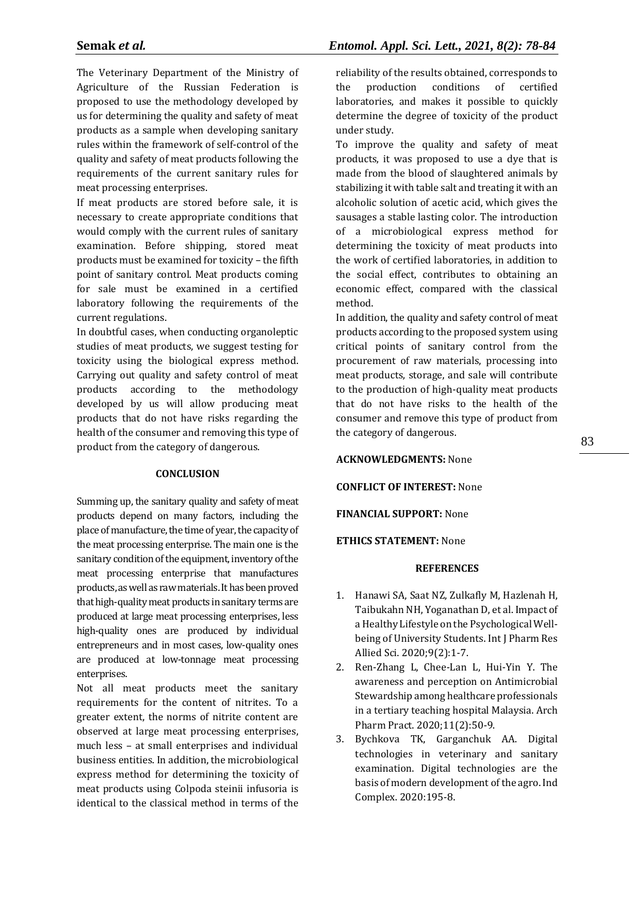The Veterinary Department of the Ministry of Agriculture of the Russian Federation is proposed to use the methodology developed by us for determining the quality and safety of meat products as a sample when developing sanitary rules within the framework of self-control of the quality and safety of meat products following the requirements of the current sanitary rules for meat processing enterprises.

If meat products are stored before sale, it is necessary to create appropriate conditions that would comply with the current rules of sanitary examination. Before shipping, stored meat products must be examined for toxicity – the fifth point of sanitary control. Meat products coming for sale must be examined in a certified laboratory following the requirements of the current regulations.

In doubtful cases, when conducting organoleptic studies of meat products, we suggest testing for toxicity using the biological express method. Carrying out quality and safety control of meat products according to the methodology developed by us will allow producing meat products that do not have risks regarding the health of the consumer and removing this type of product from the category of dangerous.

## CONCLUSION

Summing up, the sanitary quality and safety of meat products depend on many factors, including the place of manufacture, the time of year, the capacity of the meat processing enterprise. The main one is the sanitary condition of the equipment, inventory of the meat processing enterprise that manufactures products, as well as raw materials. It has been proved that high-quality meat products in sanitary terms are produced at large meat processing enterprises, less high-quality ones are produced by individual entrepreneurs and in most cases, low-quality ones are produced at low-tonnage meat processing enterprises.

Not all meat products meet the sanitary requirements for the content of nitrites. To a greater extent, the norms of nitrite content are observed at large meat processing enterprises, much less – at small enterprises and individual business entities. In addition, the microbiological express method for determining the toxicity of meat products using Colpoda steinii infusoria is identical to the classical method in terms of the reliability of the results obtained, corresponds to the production conditions of certified laboratories, and makes it possible to quickly determine the degree of toxicity of the product under study.

To improve the quality and safety of meat products, it was proposed to use a dye that is made from the blood of slaughtered animals by stabilizing it with table salt and treating it with an alcoholic solution of acetic acid, which gives the sausages a stable lasting color. The introduction of a microbiological express method for determining the toxicity of meat products into the work of certified laboratories, in addition to the social effect, contributes to obtaining an economic effect, compared with the classical method.

In addition, the quality and safety control of meat products according to the proposed system using critical points of sanitary control from the procurement of raw materials, processing into meat products, storage, and sale will contribute to the production of high-quality meat products that do not have risks to the health of the consumer and remove this type of product from the category of dangerous.

**ACKNOWLEDGMENTS:** None

**CONFLICT OF INTEREST:** None

**FINANCIAL SUPPORT:** None

**ETHICS STATEMENT:** None

## REFERENCES

1. Hanawi SA, Saat NZ, Zulkafly M, Hazlenah H, Taibukahn NH, Yoganathan D, et al. Impact of a Healthy Lifestyle on the Psychological Well-being of University Students. Int J Pharm Res Allied Sci. 2020;9(2):1-7.
2. Ren-Zhang L, Chee-Lan L, Hui-Yin Y. The awareness and perception on Antimicrobial Stewardship among healthcare professionals in a tertiary teaching hospital Malaysia. Arch Pharm Pract. 2020;11(2):50-9.
3. Bychkova TK, Garganchuk AA. Digital technologies in veterinary and sanitary examination. Digital technologies are the basis of modern development of the agro. Ind Complex. 2020:195-8.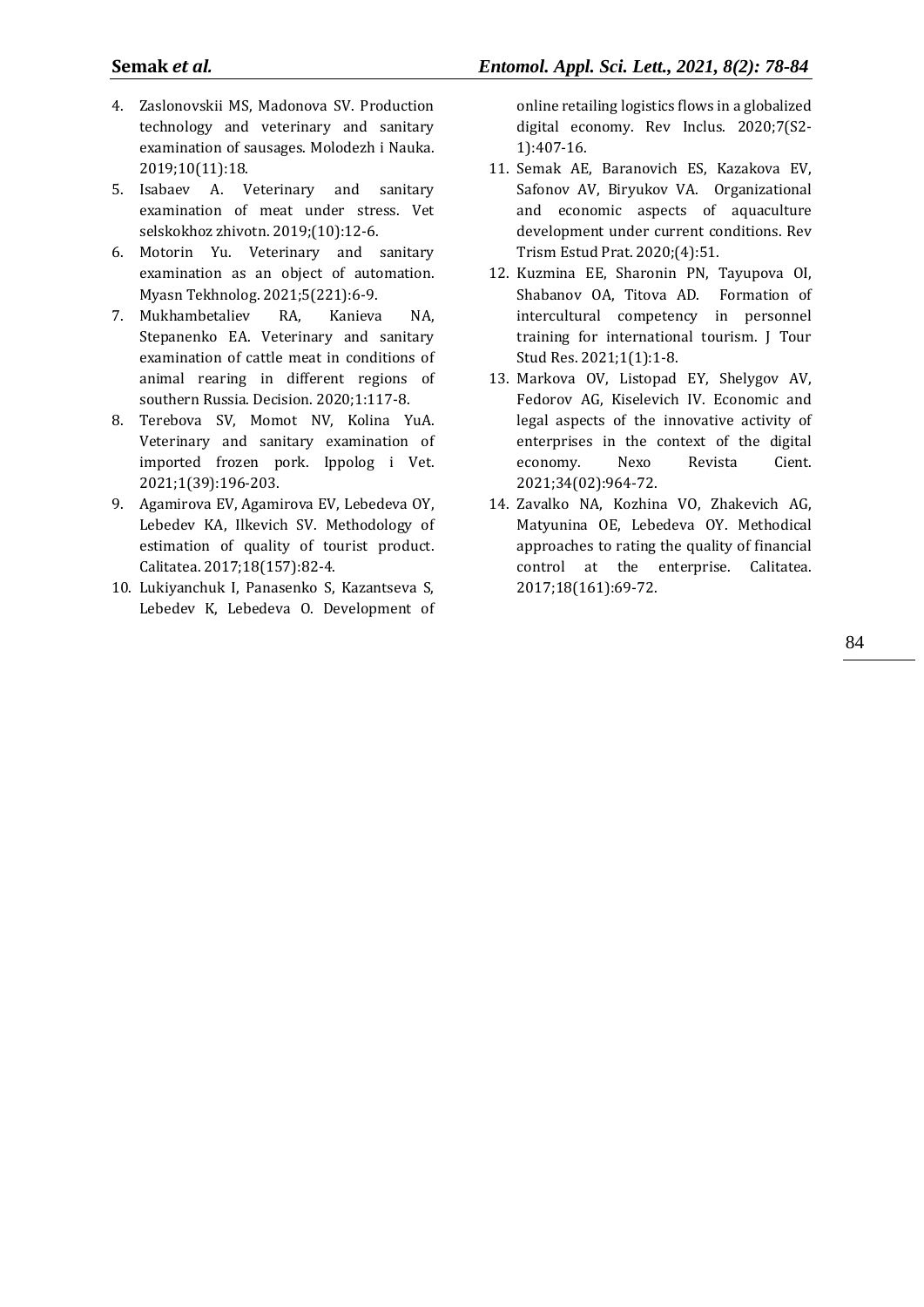4. Zaslonovskii MS, Madonova SV. Production technology and veterinary and sanitary examination of sausages. Molodezh i Nauka. 2019;10(11):18.
5. Isabaev A. Veterinary and sanitary examination of meat under stress. Vet selskokhoz zhivotn. 2019;(10):12-6.
6. Motorin Yu. Veterinary and sanitary examination as an object of automation. Myasn Tekhnolog. 2021;5(221):6-9.
7. Mukhambetaliev RA, Kanieva NA, Stepanenko EA. Veterinary and sanitary examination of cattle meat in conditions of animal rearing in different regions of southern Russia. Decision. 2020;1:117-8.
8. Terebova SV, Momot NV, Kolina YuA. Veterinary and sanitary examination of imported frozen pork. Ippolog i Vet. 2021;1(39):196-203.
9. Agamirova EV, Agamirova EV, Lebedeva OY, Lebedev KA, Ilkevich SV. Methodology of estimation of quality of tourist product. Calitatea. 2017;18(157):82-4.
10. Lukiyanchuk I, Panasenko S, Kazantseva S, Lebedev K, Lebedeva O. Development of online retailing logistics flows in a globalized digital economy. Rev Inclus. 2020;7(S2-1):407-16.
11. Semak AE, Baranovich ES, Kazakova EV, Safonov AV, Biryukov VA. Organizational and economic aspects of aquaculture development under current conditions. Rev Trism Estud Prat. 2020;(4):51.
12. Kuzmina EE, Sharonin PN, Tayupova OI, Shabanov OA, Titova AD. Formation of intercultural competency in personnel training for international tourism. J Tour Stud Res. 2021;1(1):1-8.
13. Markova OV, Listopad EY, Shelygov AV, Fedorov AG, Kiselevich IV. Economic and legal aspects of the innovative activity of enterprises in the context of the digital economy. Nexo Revista Cient. 2021;34(02):964-72.
14. Zavalko NA, Kozhina VO, Zhakevich AG, Matyunina OE, Lebedeva OY. Methodical approaches to rating the quality of financial control at the enterprise. Calitatea. 2017;18(161):69-72.